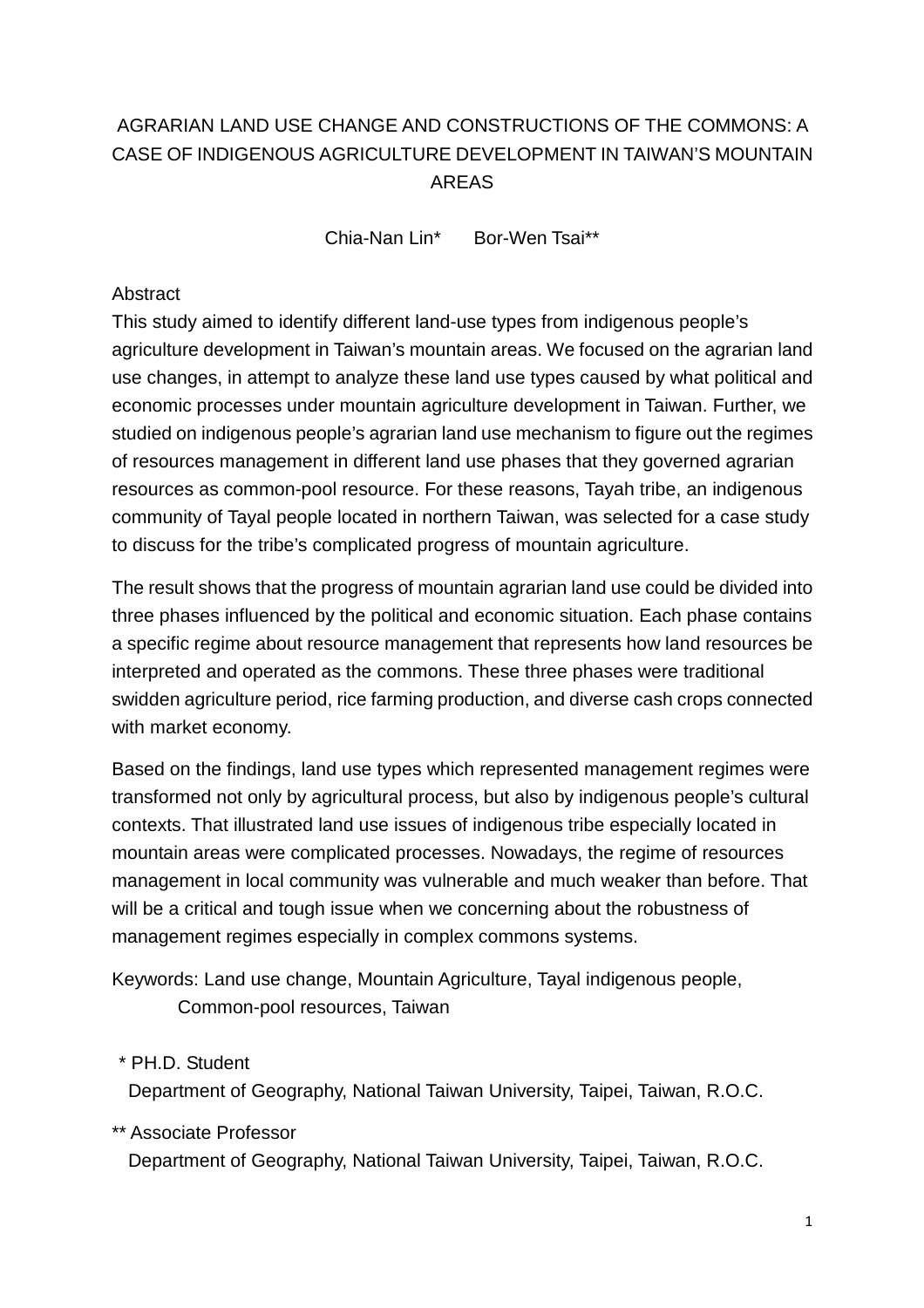# AGRARIAN LAND USE CHANGE AND CONSTRUCTIONS OF THE COMMONS: A CASE OF INDIGENOUS AGRICULTURE DEVELOPMENT IN TAIWAN'S MOUNTAIN AREAS

Chia-Nan Lin*　　Bor-Wen Tsai**

## Abstract

This study aimed to identify different land-use types from indigenous people's agriculture development in Taiwan's mountain areas. We focused on the agrarian land use changes, in attempt to analyze these land use types caused by what political and economic processes under mountain agriculture development in Taiwan. Further, we studied on indigenous people's agrarian land use mechanism to figure out the regimes of resources management in different land use phases that they governed agrarian resources as common-pool resource. For these reasons, Tayah tribe, an indigenous community of Tayal people located in northern Taiwan, was selected for a case study to discuss for the tribe's complicated progress of mountain agriculture.

The result shows that the progress of mountain agrarian land use could be divided into three phases influenced by the political and economic situation. Each phase contains a specific regime about resource management that represents how land resources be interpreted and operated as the commons. These three phases were traditional swidden agriculture period, rice farming production, and diverse cash crops connected with market economy.

Based on the findings, land use types which represented management regimes were transformed not only by agricultural process, but also by indigenous people's cultural contexts. That illustrated land use issues of indigenous tribe especially located in mountain areas were complicated processes. Nowadays, the regime of resources management in local community was vulnerable and much weaker than before. That will be a critical and tough issue when we concerning about the robustness of management regimes especially in complex commons systems.

Keywords: Land use change, Mountain Agriculture, Tayal indigenous people, Common-pool resources, Taiwan

\* PH.D. Student
Department of Geography, National Taiwan University, Taipei, Taiwan, R.O.C.

\*\* Associate Professor
Department of Geography, National Taiwan University, Taipei, Taiwan, R.O.C.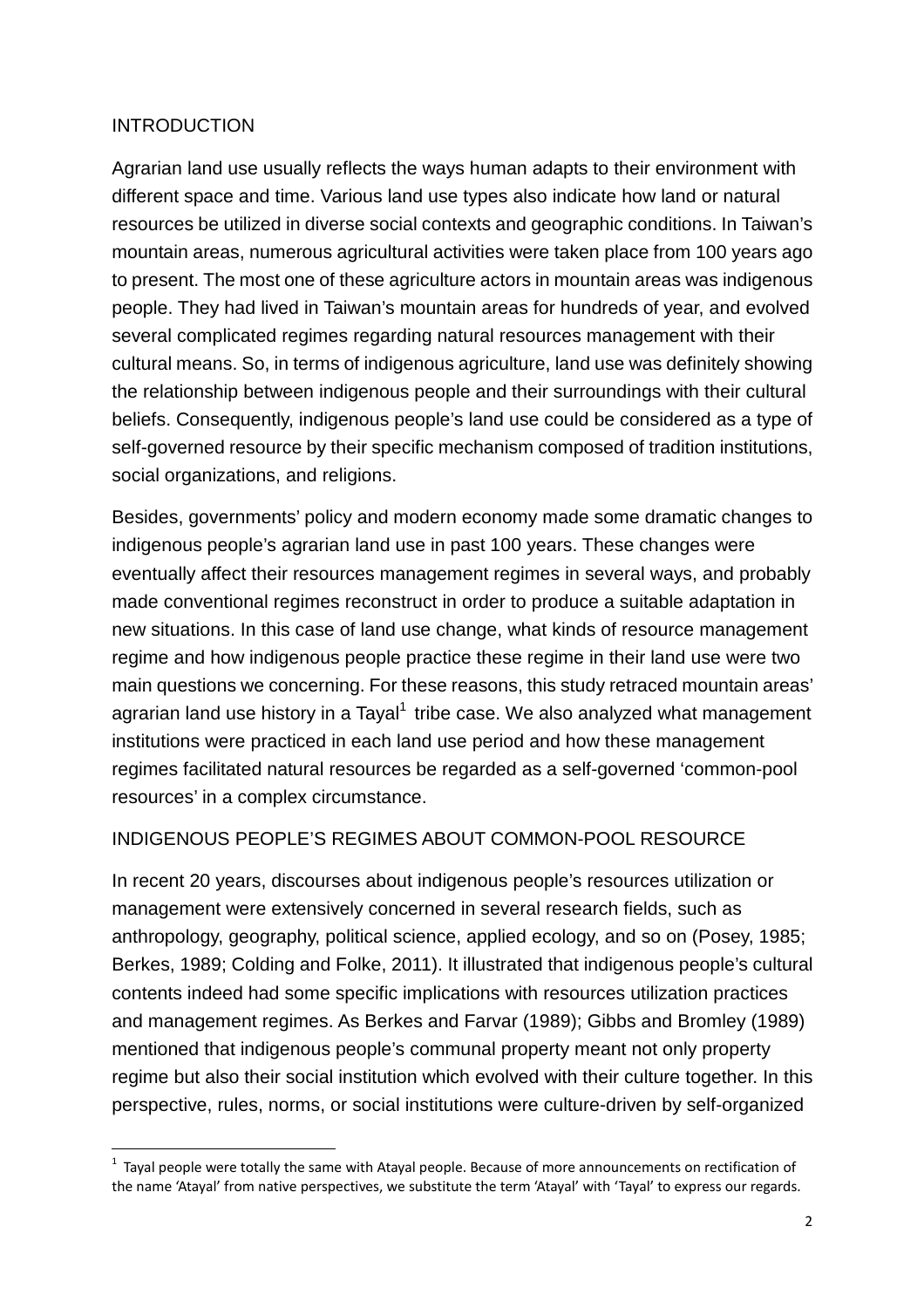## INTRODUCTION

Agrarian land use usually reflects the ways human adapts to their environment with different space and time. Various land use types also indicate how land or natural resources be utilized in diverse social contexts and geographic conditions. In Taiwan's mountain areas, numerous agricultural activities were taken place from 100 years ago to present. The most one of these agriculture actors in mountain areas was indigenous people. They had lived in Taiwan's mountain areas for hundreds of year, and evolved several complicated regimes regarding natural resources management with their cultural means. So, in terms of indigenous agriculture, land use was definitely showing the relationship between indigenous people and their surroundings with their cultural beliefs. Consequently, indigenous people's land use could be considered as a type of self-governed resource by their specific mechanism composed of tradition institutions, social organizations, and religions.

Besides, governments' policy and modern economy made some dramatic changes to indigenous people's agrarian land use in past 100 years. These changes were eventually affect their resources management regimes in several ways, and probably made conventional regimes reconstruct in order to produce a suitable adaptation in new situations. In this case of land use change, what kinds of resource management regime and how indigenous people practice these regime in their land use were two main questions we concerning. For these reasons, this study retraced mountain areas' agrarian land use history in a Tayal[1] tribe case. We also analyzed what management institutions were practiced in each land use period and how these management regimes facilitated natural resources be regarded as a self-governed 'common-pool resources' in a complex circumstance.

## INDIGENOUS PEOPLE'S REGIMES ABOUT COMMON-POOL RESOURCE

In recent 20 years, discourses about indigenous people's resources utilization or management were extensively concerned in several research fields, such as anthropology, geography, political science, applied ecology, and so on (Posey, 1985; Berkes, 1989; Colding and Folke, 2011). It illustrated that indigenous people's cultural contents indeed had some specific implications with resources utilization practices and management regimes. As Berkes and Farvar (1989); Gibbs and Bromley (1989) mentioned that indigenous people's communal property meant not only property regime but also their social institution which evolved with their culture together. In this perspective, rules, norms, or social institutions were culture-driven by self-organized

[1] Tayal people were totally the same with Atayal people. Because of more announcements on rectification of the name 'Atayal' from native perspectives, we substitute the term 'Atayal' with 'Tayal' to express our regards.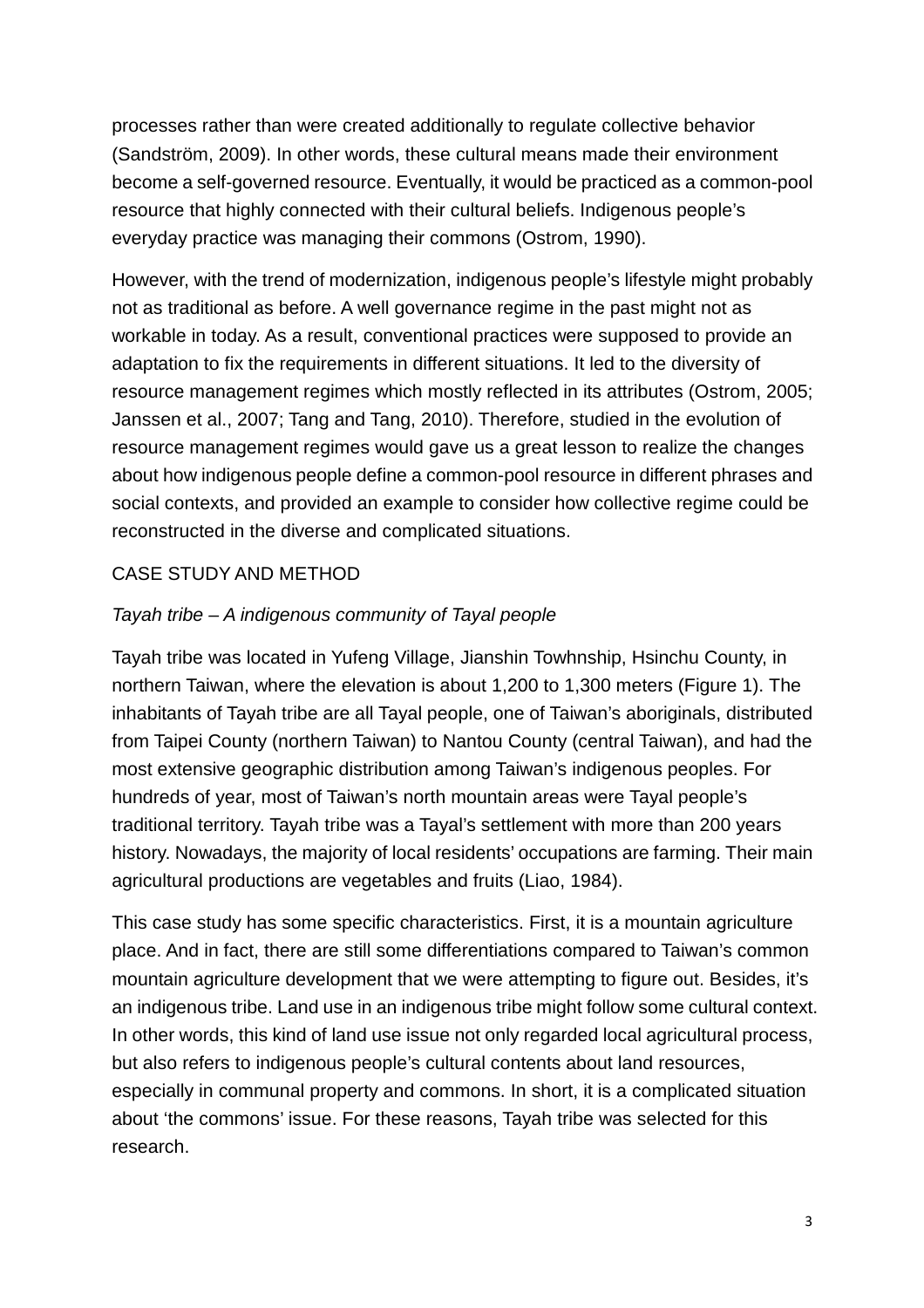processes rather than were created additionally to regulate collective behavior (Sandström, 2009). In other words, these cultural means made their environment become a self-governed resource. Eventually, it would be practiced as a common-pool resource that highly connected with their cultural beliefs. Indigenous people's everyday practice was managing their commons (Ostrom, 1990).

However, with the trend of modernization, indigenous people's lifestyle might probably not as traditional as before. A well governance regime in the past might not as workable in today. As a result, conventional practices were supposed to provide an adaptation to fix the requirements in different situations. It led to the diversity of resource management regimes which mostly reflected in its attributes (Ostrom, 2005; Janssen et al., 2007; Tang and Tang, 2010). Therefore, studied in the evolution of resource management regimes would gave us a great lesson to realize the changes about how indigenous people define a common-pool resource in different phrases and social contexts, and provided an example to consider how collective regime could be reconstructed in the diverse and complicated situations.

## CASE STUDY AND METHOD

### *Tayah tribe – A indigenous community of Tayal people*

Tayah tribe was located in Yufeng Village, Jianshin Towhnship, Hsinchu County, in northern Taiwan, where the elevation is about 1,200 to 1,300 meters (Figure 1). The inhabitants of Tayah tribe are all Tayal people, one of Taiwan's aboriginals, distributed from Taipei County (northern Taiwan) to Nantou County (central Taiwan), and had the most extensive geographic distribution among Taiwan's indigenous peoples. For hundreds of year, most of Taiwan's north mountain areas were Tayal people's traditional territory. Tayah tribe was a Tayal's settlement with more than 200 years history. Nowadays, the majority of local residents' occupations are farming. Their main agricultural productions are vegetables and fruits (Liao, 1984).

This case study has some specific characteristics. First, it is a mountain agriculture place. And in fact, there are still some differentiations compared to Taiwan's common mountain agriculture development that we were attempting to figure out. Besides, it's an indigenous tribe. Land use in an indigenous tribe might follow some cultural context. In other words, this kind of land use issue not only regarded local agricultural process, but also refers to indigenous people's cultural contents about land resources, especially in communal property and commons. In short, it is a complicated situation about 'the commons' issue. For these reasons, Tayah tribe was selected for this research.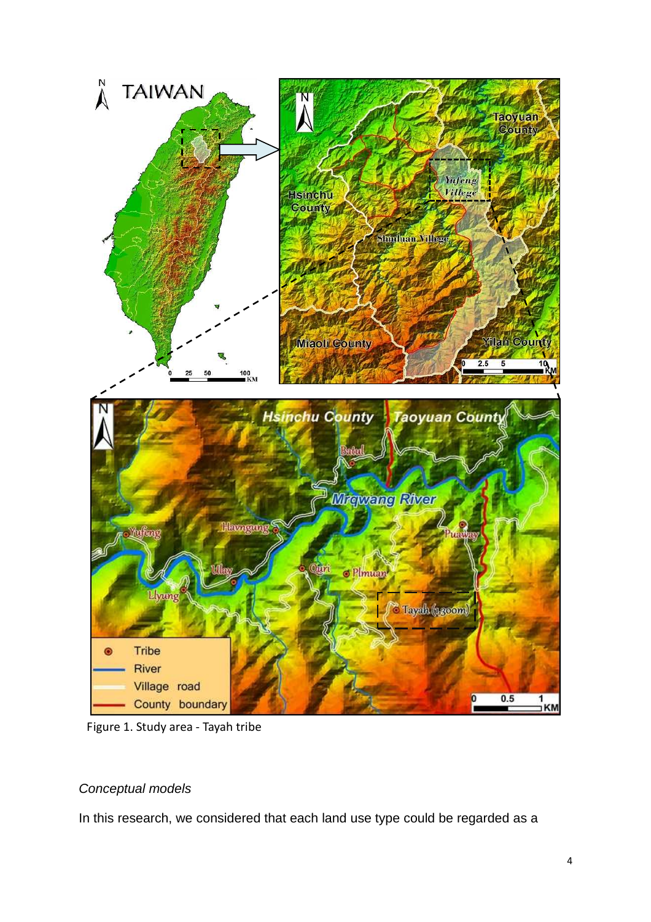Figure 1. Study area - Tayah tribe

*Conceptual models*

In this research, we considered that each land use type could be regarded as a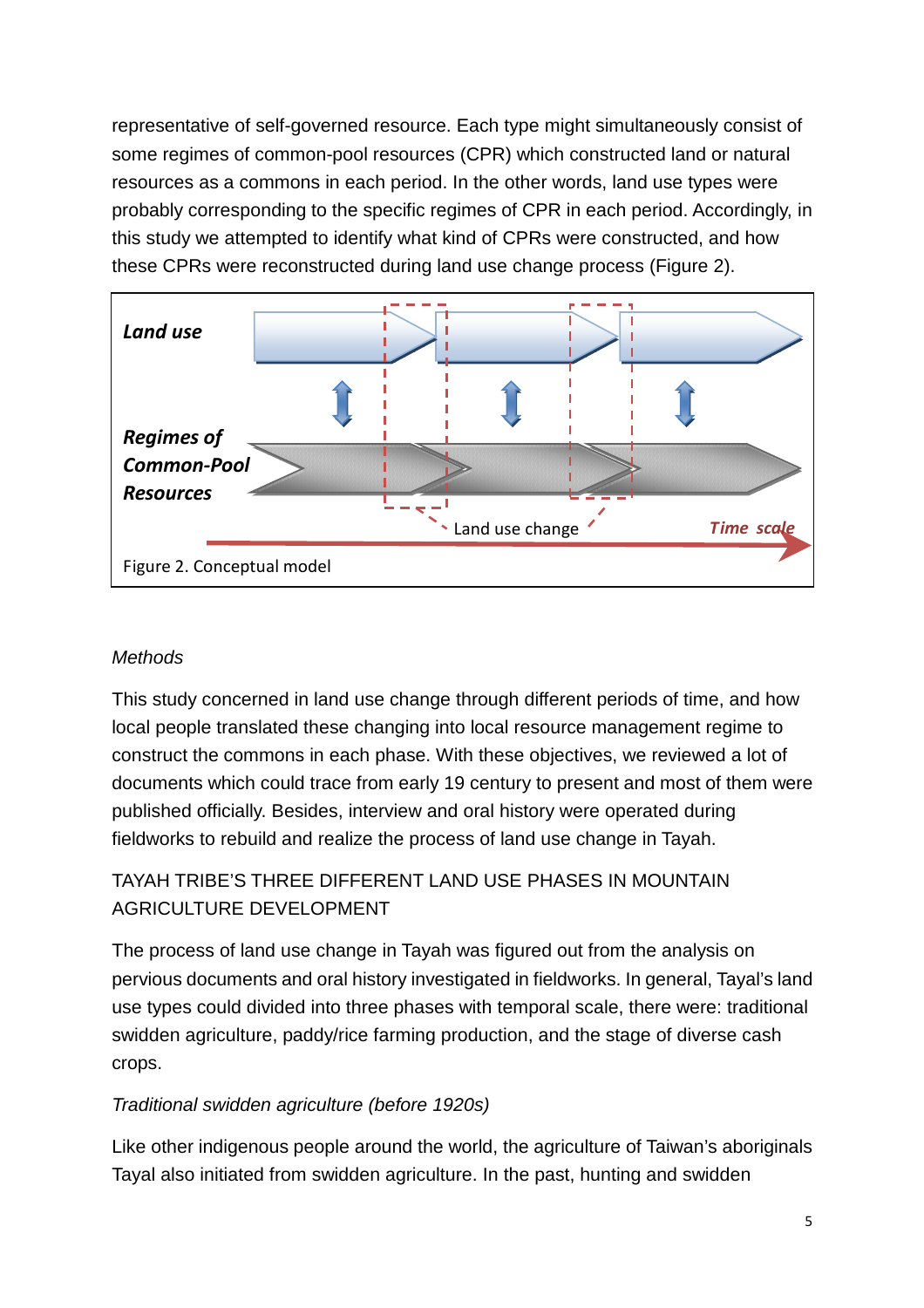representative of self-governed resource. Each type might simultaneously consist of some regimes of common-pool resources (CPR) which constructed land or natural resources as a commons in each period. In the other words, land use types were probably corresponding to the specific regimes of CPR in each period. Accordingly, in this study we attempted to identify what kind of CPRs were constructed, and how these CPRs were reconstructed during land use change process (Figure 2).

Figure 2. Conceptual model

*Methods*

This study concerned in land use change through different periods of time, and how local people translated these changing into local resource management regime to construct the commons in each phase. With these objectives, we reviewed a lot of documents which could trace from early 19 century to present and most of them were published officially. Besides, interview and oral history were operated during fieldworks to rebuild and realize the process of land use change in Tayah.

TAYAH TRIBE'S THREE DIFFERENT LAND USE PHASES IN MOUNTAIN AGRICULTURE DEVELOPMENT

The process of land use change in Tayah was figured out from the analysis on pervious documents and oral history investigated in fieldworks. In general, Tayal's land use types could divided into three phases with temporal scale, there were: traditional swidden agriculture, paddy/rice farming production, and the stage of diverse cash crops.

*Traditional swidden agriculture (before 1920s)*

Like other indigenous people around the world, the agriculture of Taiwan's aboriginals Tayal also initiated from swidden agriculture. In the past, hunting and swidden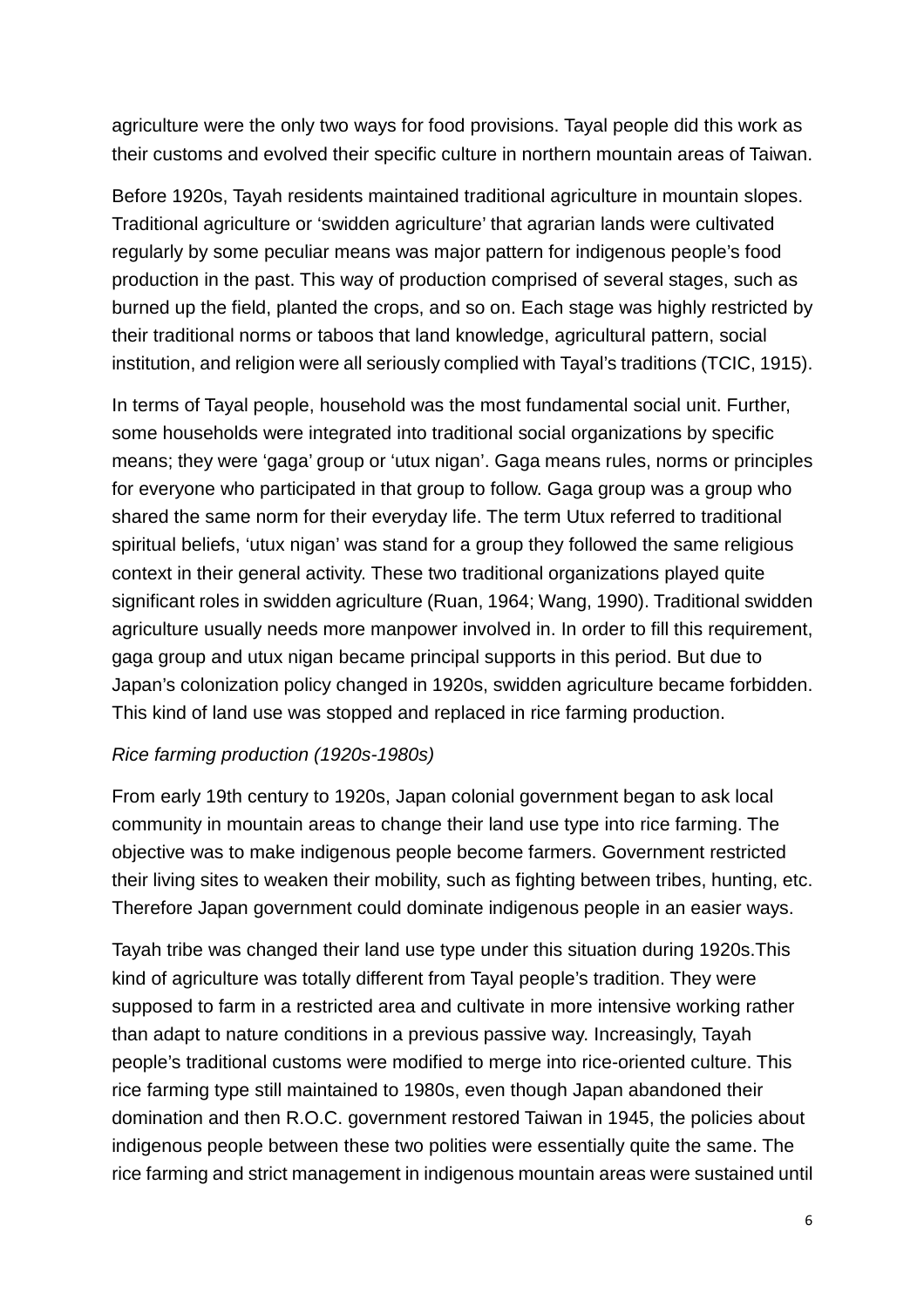agriculture were the only two ways for food provisions. Tayal people did this work as their customs and evolved their specific culture in northern mountain areas of Taiwan.

Before 1920s, Tayah residents maintained traditional agriculture in mountain slopes. Traditional agriculture or 'swidden agriculture' that agrarian lands were cultivated regularly by some peculiar means was major pattern for indigenous people's food production in the past. This way of production comprised of several stages, such as burned up the field, planted the crops, and so on. Each stage was highly restricted by their traditional norms or taboos that land knowledge, agricultural pattern, social institution, and religion were all seriously complied with Tayal's traditions (TCIC, 1915).

In terms of Tayal people, household was the most fundamental social unit. Further, some households were integrated into traditional social organizations by specific means; they were 'gaga' group or 'utux nigan'. Gaga means rules, norms or principles for everyone who participated in that group to follow. Gaga group was a group who shared the same norm for their everyday life. The term Utux referred to traditional spiritual beliefs, 'utux nigan' was stand for a group they followed the same religious context in their general activity. These two traditional organizations played quite significant roles in swidden agriculture (Ruan, 1964; Wang, 1990). Traditional swidden agriculture usually needs more manpower involved in. In order to fill this requirement, gaga group and utux nigan became principal supports in this period. But due to Japan's colonization policy changed in 1920s, swidden agriculture became forbidden. This kind of land use was stopped and replaced in rice farming production.

*Rice farming production (1920s-1980s)*

From early 19th century to 1920s, Japan colonial government began to ask local community in mountain areas to change their land use type into rice farming. The objective was to make indigenous people become farmers. Government restricted their living sites to weaken their mobility, such as fighting between tribes, hunting, etc. Therefore Japan government could dominate indigenous people in an easier ways.

Tayah tribe was changed their land use type under this situation during 1920s.This kind of agriculture was totally different from Tayal people's tradition. They were supposed to farm in a restricted area and cultivate in more intensive working rather than adapt to nature conditions in a previous passive way. Increasingly, Tayah people's traditional customs were modified to merge into rice-oriented culture. This rice farming type still maintained to 1980s, even though Japan abandoned their domination and then R.O.C. government restored Taiwan in 1945, the policies about indigenous people between these two polities were essentially quite the same. The rice farming and strict management in indigenous mountain areas were sustained until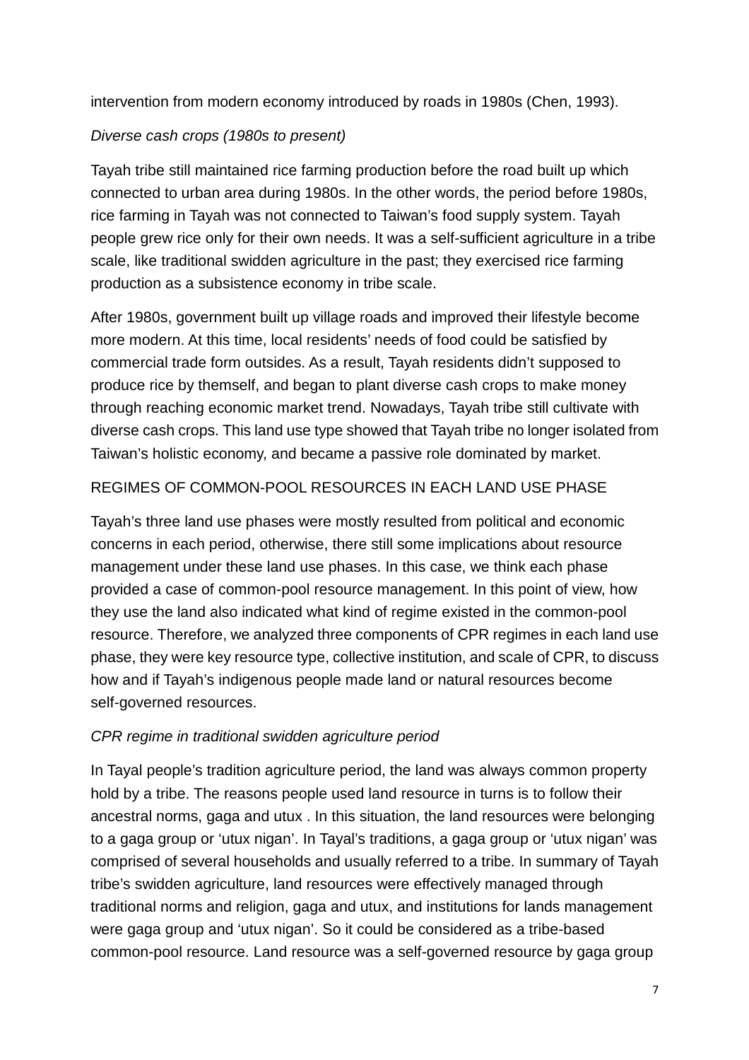intervention from modern economy introduced by roads in 1980s (Chen, 1993).

*Diverse cash crops (1980s to present)*

Tayah tribe still maintained rice farming production before the road built up which connected to urban area during 1980s. In the other words, the period before 1980s, rice farming in Tayah was not connected to Taiwan's food supply system. Tayah people grew rice only for their own needs. It was a self-sufficient agriculture in a tribe scale, like traditional swidden agriculture in the past; they exercised rice farming production as a subsistence economy in tribe scale.

After 1980s, government built up village roads and improved their lifestyle become more modern. At this time, local residents' needs of food could be satisfied by commercial trade form outsides. As a result, Tayah residents didn't supposed to produce rice by themself, and began to plant diverse cash crops to make money through reaching economic market trend. Nowadays, Tayah tribe still cultivate with diverse cash crops. This land use type showed that Tayah tribe no longer isolated from Taiwan's holistic economy, and became a passive role dominated by market.

## REGIMES OF COMMON-POOL RESOURCES IN EACH LAND USE PHASE

Tayah's three land use phases were mostly resulted from political and economic concerns in each period, otherwise, there still some implications about resource management under these land use phases. In this case, we think each phase provided a case of common-pool resource management. In this point of view, how they use the land also indicated what kind of regime existed in the common-pool resource. Therefore, we analyzed three components of CPR regimes in each land use phase, they were key resource type, collective institution, and scale of CPR, to discuss how and if Tayah's indigenous people made land or natural resources become self-governed resources.

*CPR regime in traditional swidden agriculture period*

In Tayal people's tradition agriculture period, the land was always common property hold by a tribe. The reasons people used land resource in turns is to follow their ancestral norms, gaga and utux . In this situation, the land resources were belonging to a gaga group or 'utux nigan'. In Tayal's traditions, a gaga group or 'utux nigan' was comprised of several households and usually referred to a tribe. In summary of Tayah tribe's swidden agriculture, land resources were effectively managed through traditional norms and religion, gaga and utux, and institutions for lands management were gaga group and 'utux nigan'. So it could be considered as a tribe-based common-pool resource. Land resource was a self-governed resource by gaga group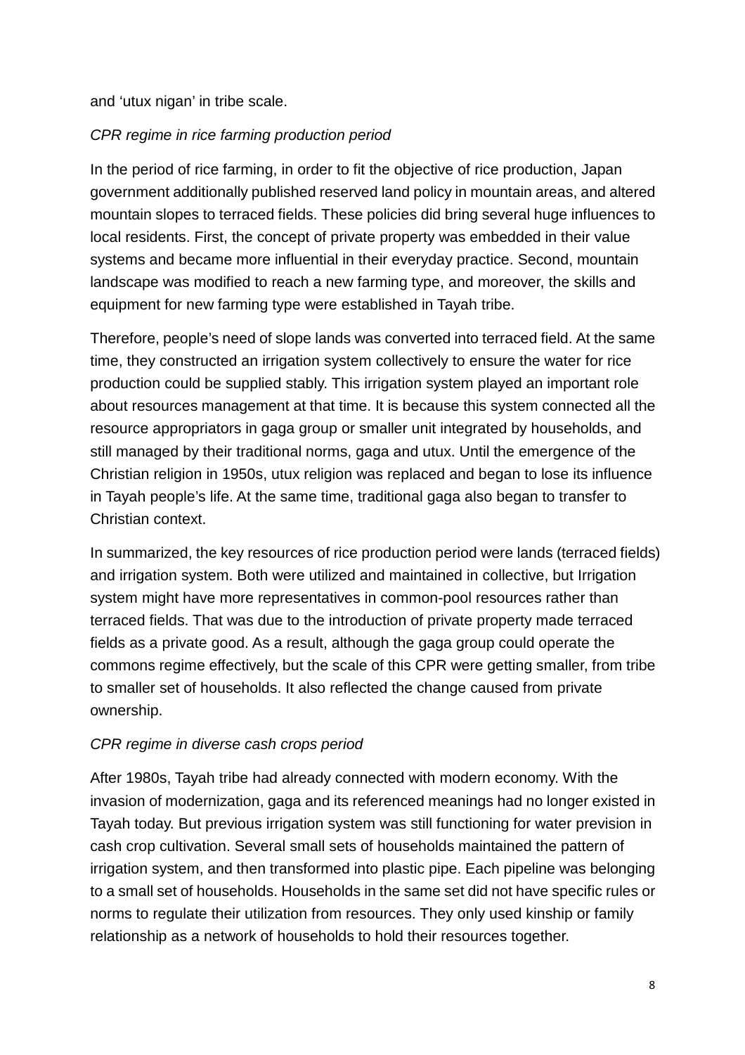and ‘utux nigan’ in tribe scale.

*CPR regime in rice farming production period*

In the period of rice farming, in order to fit the objective of rice production, Japan government additionally published reserved land policy in mountain areas, and altered mountain slopes to terraced fields. These policies did bring several huge influences to local residents. First, the concept of private property was embedded in their value systems and became more influential in their everyday practice. Second, mountain landscape was modified to reach a new farming type, and moreover, the skills and equipment for new farming type were established in Tayah tribe.

Therefore, people’s need of slope lands was converted into terraced field. At the same time, they constructed an irrigation system collectively to ensure the water for rice production could be supplied stably. This irrigation system played an important role about resources management at that time. It is because this system connected all the resource appropriators in gaga group or smaller unit integrated by households, and still managed by their traditional norms, gaga and utux. Until the emergence of the Christian religion in 1950s, utux religion was replaced and began to lose its influence in Tayah people’s life. At the same time, traditional gaga also began to transfer to Christian context.

In summarized, the key resources of rice production period were lands (terraced fields) and irrigation system. Both were utilized and maintained in collective, but Irrigation system might have more representatives in common-pool resources rather than terraced fields. That was due to the introduction of private property made terraced fields as a private good. As a result, although the gaga group could operate the commons regime effectively, but the scale of this CPR were getting smaller, from tribe to smaller set of households. It also reflected the change caused from private ownership.

*CPR regime in diverse cash crops period*

After 1980s, Tayah tribe had already connected with modern economy. With the invasion of modernization, gaga and its referenced meanings had no longer existed in Tayah today. But previous irrigation system was still functioning for water prevision in cash crop cultivation. Several small sets of households maintained the pattern of irrigation system, and then transformed into plastic pipe. Each pipeline was belonging to a small set of households. Households in the same set did not have specific rules or norms to regulate their utilization from resources. They only used kinship or family relationship as a network of households to hold their resources together.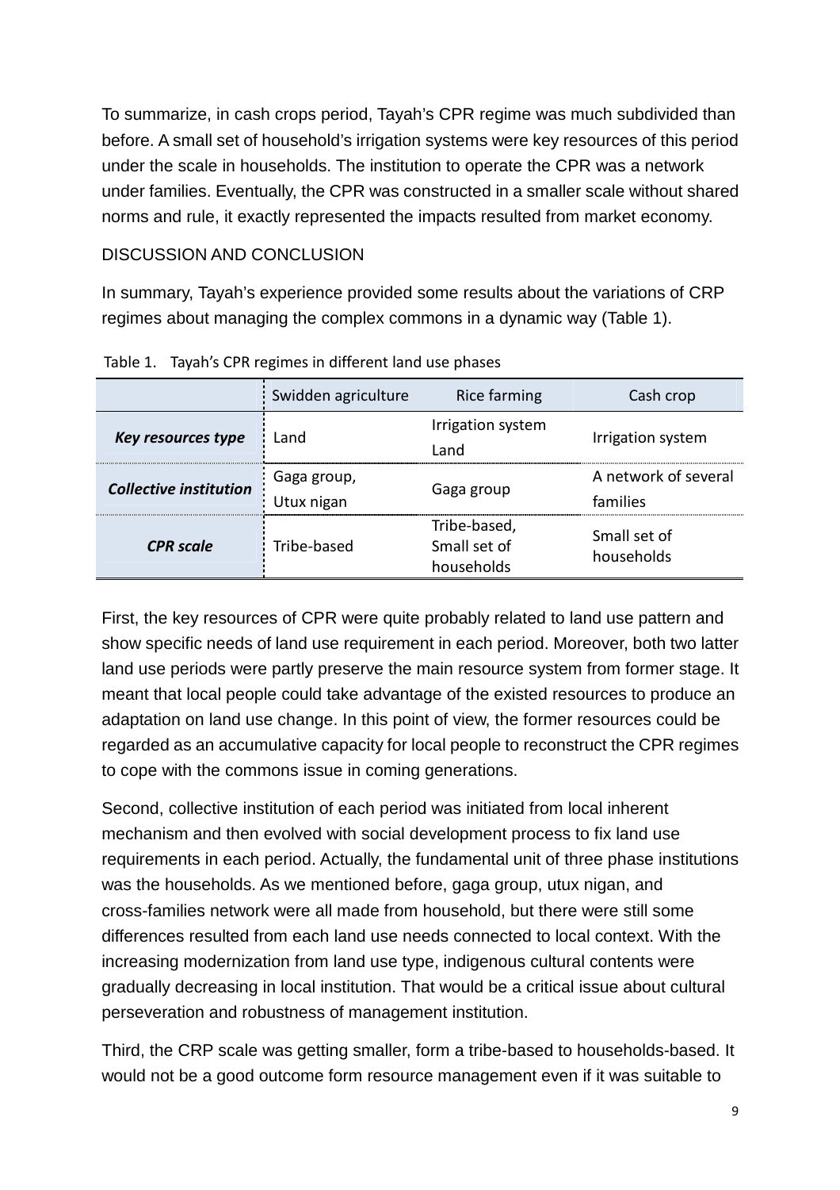To summarize, in cash crops period, Tayah's CPR regime was much subdivided than before. A small set of household's irrigation systems were key resources of this period under the scale in households. The institution to operate the CPR was a network under families. Eventually, the CPR was constructed in a smaller scale without shared norms and rule, it exactly represented the impacts resulted from market economy.

## DISCUSSION AND CONCLUSION

In summary, Tayah's experience provided some results about the variations of CRP regimes about managing the complex commons in a dynamic way (Table 1).

Table 1. Tayah's CPR regimes in different land use phases

| | Swidden agriculture | Rice farming | Cash crop |
|---|---|---|---|
| ***Key resources type*** | Land | Irrigation system Land | Irrigation system |
| ***Collective institution*** | Gaga group, Utux nigan | Gaga group | A network of several families |
| ***CPR scale*** | Tribe-based | Tribe-based, Small set of households | Small set of households |

First, the key resources of CPR were quite probably related to land use pattern and show specific needs of land use requirement in each period. Moreover, both two latter land use periods were partly preserve the main resource system from former stage. It meant that local people could take advantage of the existed resources to produce an adaptation on land use change. In this point of view, the former resources could be regarded as an accumulative capacity for local people to reconstruct the CPR regimes to cope with the commons issue in coming generations.

Second, collective institution of each period was initiated from local inherent mechanism and then evolved with social development process to fix land use requirements in each period. Actually, the fundamental unit of three phase institutions was the households. As we mentioned before, gaga group, utux nigan, and cross-families network were all made from household, but there were still some differences resulted from each land use needs connected to local context. With the increasing modernization from land use type, indigenous cultural contents were gradually decreasing in local institution. That would be a critical issue about cultural perseveration and robustness of management institution.

Third, the CRP scale was getting smaller, form a tribe-based to households-based. It would not be a good outcome form resource management even if it was suitable to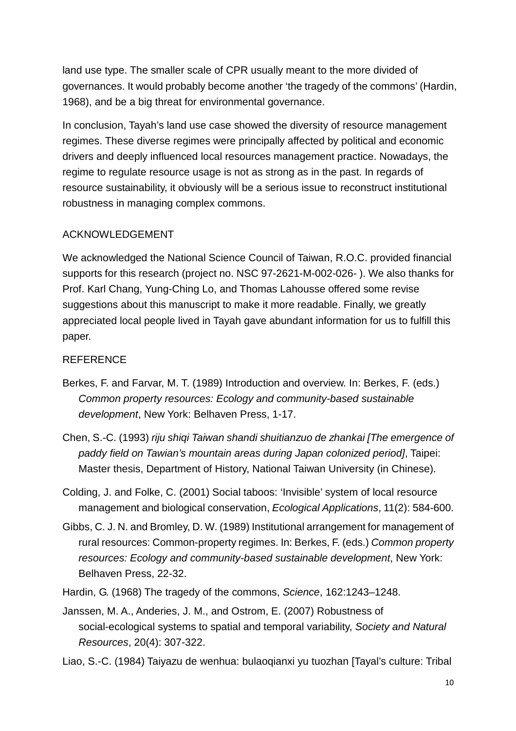land use type. The smaller scale of CPR usually meant to the more divided of governances. It would probably become another 'the tragedy of the commons' (Hardin, 1968), and be a big threat for environmental governance.

In conclusion, Tayah's land use case showed the diversity of resource management regimes. These diverse regimes were principally affected by political and economic drivers and deeply influenced local resources management practice. Nowadays, the regime to regulate resource usage is not as strong as in the past. In regards of resource sustainability, it obviously will be a serious issue to reconstruct institutional robustness in managing complex commons.

## ACKNOWLEDGEMENT

We acknowledged the National Science Council of Taiwan, R.O.C. provided financial supports for this research (project no. NSC 97-2621-M-002-026- ). We also thanks for Prof. Karl Chang, Yung-Ching Lo, and Thomas Lahousse offered some revise suggestions about this manuscript to make it more readable. Finally, we greatly appreciated local people lived in Tayah gave abundant information for us to fulfill this paper.

## REFERENCE

Berkes, F. and Farvar, M. T. (1989) Introduction and overview. In: Berkes, F. (eds.) *Common property resources: Ecology and community-based sustainable development*, New York: Belhaven Press, 1-17.

Chen, S.-C. (1993) *riju shiqi Taiwan shandi shuitianzuo de zhankai [The emergence of paddy field on Tawian's mountain areas during Japan colonized period]*, Taipei: Master thesis, Department of History, National Taiwan University (in Chinese).

Colding, J. and Folke, C. (2001) Social taboos: 'Invisible' system of local resource management and biological conservation, *Ecological Applications*, 11(2): 584-600.

Gibbs, C. J. N. and Bromley, D. W. (1989) Institutional arrangement for management of rural resources: Common-property regimes. In: Berkes, F. (eds.) *Common property resources: Ecology and community-based sustainable development*, New York: Belhaven Press, 22-32.

Hardin, G. (1968) The tragedy of the commons, *Science*, 162:1243–1248.

Janssen, M. A., Anderies, J. M., and Ostrom, E. (2007) Robustness of social-ecological systems to spatial and temporal variability, *Society and Natural Resources*, 20(4): 307-322.

Liao, S.-C. (1984) Taiyazu de wenhua: bulaoqianxi yu tuozhan [Tayal's culture: Tribal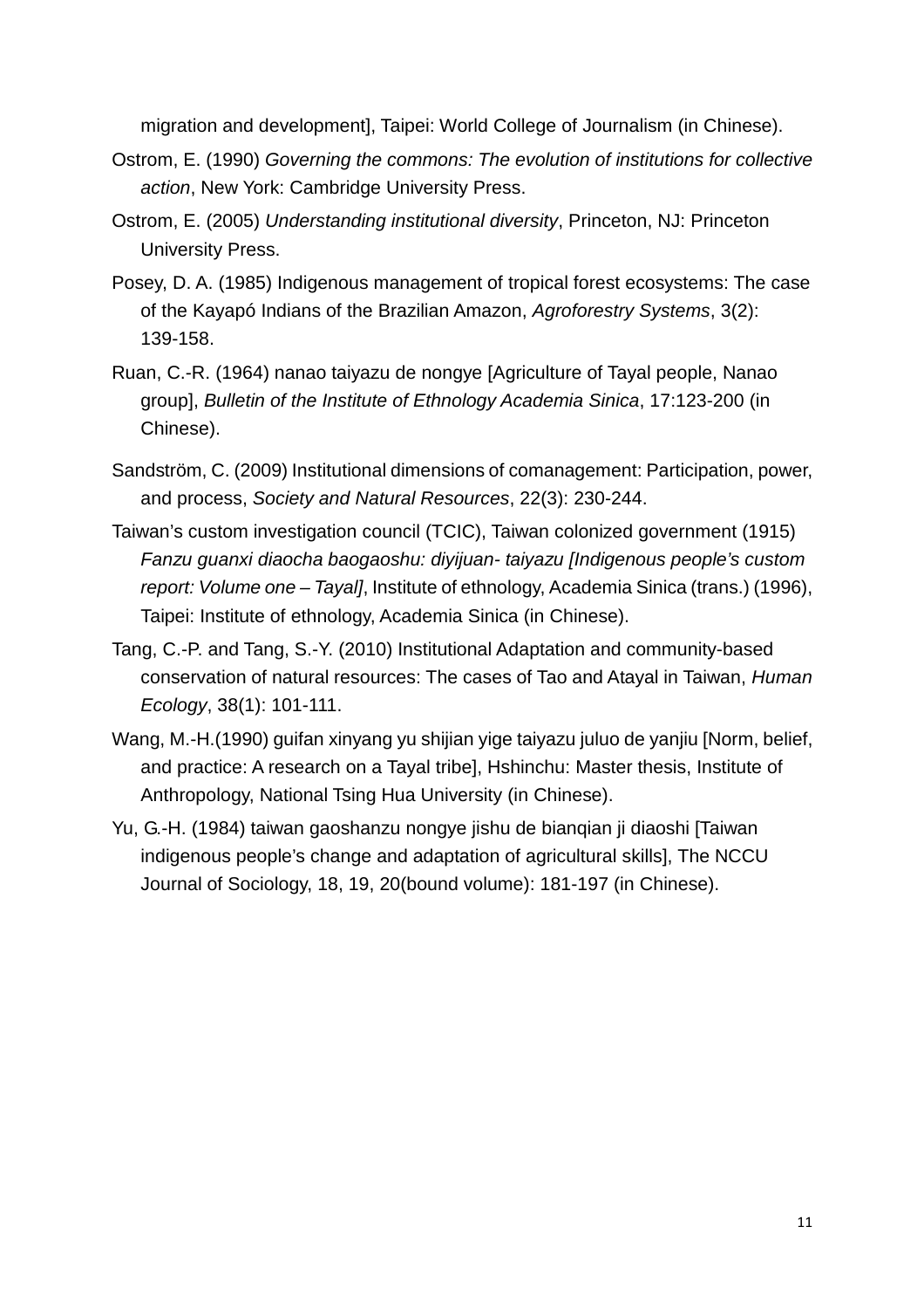migration and development], Taipei: World College of Journalism (in Chinese).

Ostrom, E. (1990) *Governing the commons: The evolution of institutions for collective action*, New York: Cambridge University Press.

Ostrom, E. (2005) *Understanding institutional diversity*, Princeton, NJ: Princeton University Press.

Posey, D. A. (1985) Indigenous management of tropical forest ecosystems: The case of the Kayapó Indians of the Brazilian Amazon, *Agroforestry Systems*, 3(2): 139-158.

Ruan, C.-R. (1964) nanao taiyazu de nongye [Agriculture of Tayal people, Nanao group], *Bulletin of the Institute of Ethnology Academia Sinica*, 17:123-200 (in Chinese).

Sandström, C. (2009) Institutional dimensions of comanagement: Participation, power, and process, *Society and Natural Resources*, 22(3): 230-244.

Taiwan's custom investigation council (TCIC), Taiwan colonized government (1915) *Fanzu guanxi diaocha baogaoshu: diyijuan- taiyazu [Indigenous people's custom report: Volume one – Tayal]*, Institute of ethnology, Academia Sinica (trans.) (1996), Taipei: Institute of ethnology, Academia Sinica (in Chinese).

Tang, C.-P. and Tang, S.-Y. (2010) Institutional Adaptation and community-based conservation of natural resources: The cases of Tao and Atayal in Taiwan, *Human Ecology*, 38(1): 101-111.

Wang, M.-H.(1990) guifan xinyang yu shijian yige taiyazu juluo de yanjiu [Norm, belief, and practice: A research on a Tayal tribe], Hshinchu: Master thesis, Institute of Anthropology, National Tsing Hua University (in Chinese).

Yu, G.-H. (1984) taiwan gaoshanzu nongye jishu de bianqian ji diaoshi [Taiwan indigenous people's change and adaptation of agricultural skills], The NCCU Journal of Sociology, 18, 19, 20(bound volume): 181-197 (in Chinese).